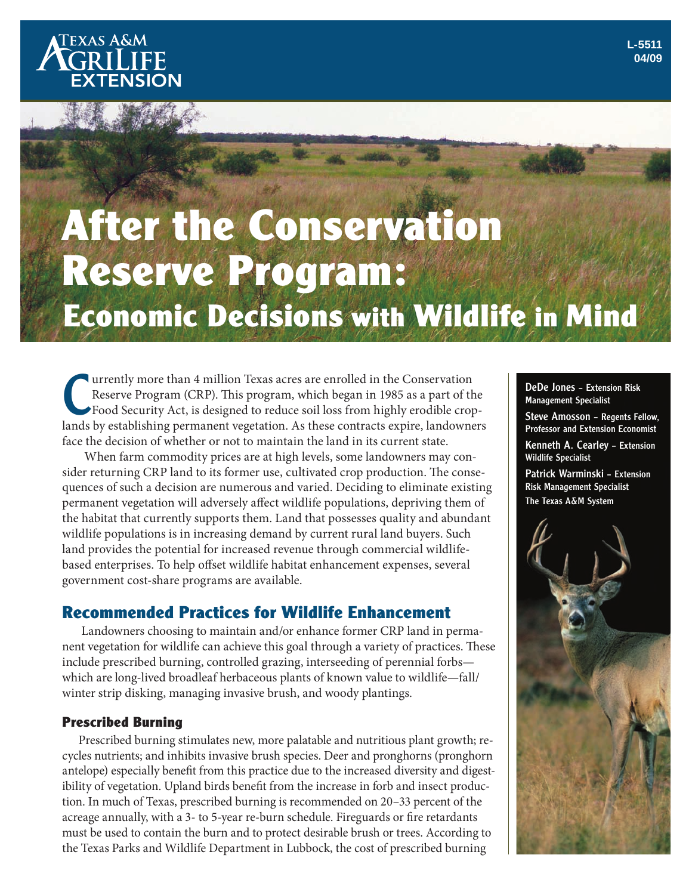# After the Conservation Reserve Program: Economic Decisions with Wildlife in Mind

L-5511
04/09

**DeDe Jones** – Extension Risk Management Specialist

**Steve Amosson** – Regents Fellow, Professor and Extension Economist

**Kenneth A. Cearley** – Extension Wildlife Specialist

**Patrick Warminski** – Extension Risk Management Specialist

The Texas A&M System

Currently more than 4 million Texas acres are enrolled in the Conservation Reserve Program (CRP). This program, which began in 1985 as a part of the Food Security Act, is designed to reduce soil loss from highly erodible croplands by establishing permanent vegetation. As these contracts expire, landowners face the decision of whether or not to maintain the land in its current state.

When farm commodity prices are at high levels, some landowners may consider returning CRP land to its former use, cultivated crop production. The consequences of such a decision are numerous and varied. Deciding to eliminate existing permanent vegetation will adversely affect wildlife populations, depriving them of the habitat that currently supports them. Land that possesses quality and abundant wildlife populations is in increasing demand by current rural land buyers. Such land provides the potential for increased revenue through commercial wildlife-based enterprises. To help offset wildlife habitat enhancement expenses, several government cost-share programs are available.

## Recommended Practices for Wildlife Enhancement

Landowners choosing to maintain and/or enhance former CRP land in permanent vegetation for wildlife can achieve this goal through a variety of practices. These include prescribed burning, controlled grazing, interseeding of perennial forbs—which are long-lived broadleaf herbaceous plants of known value to wildlife—fall/winter strip disking, managing invasive brush, and woody plantings.

### Prescribed Burning

Prescribed burning stimulates new, more palatable and nutritious plant growth; recycles nutrients; and inhibits invasive brush species. Deer and pronghorns (pronghorn antelope) especially benefit from this practice due to the increased diversity and digestibility of vegetation. Upland birds benefit from the increase in forb and insect production. In much of Texas, prescribed burning is recommended on 20–33 percent of the acreage annually, with a 3- to 5-year re-burn schedule. Fireguards or fire retardants must be used to contain the burn and to protect desirable brush or trees. According to the Texas Parks and Wildlife Department in Lubbock, the cost of prescribed burning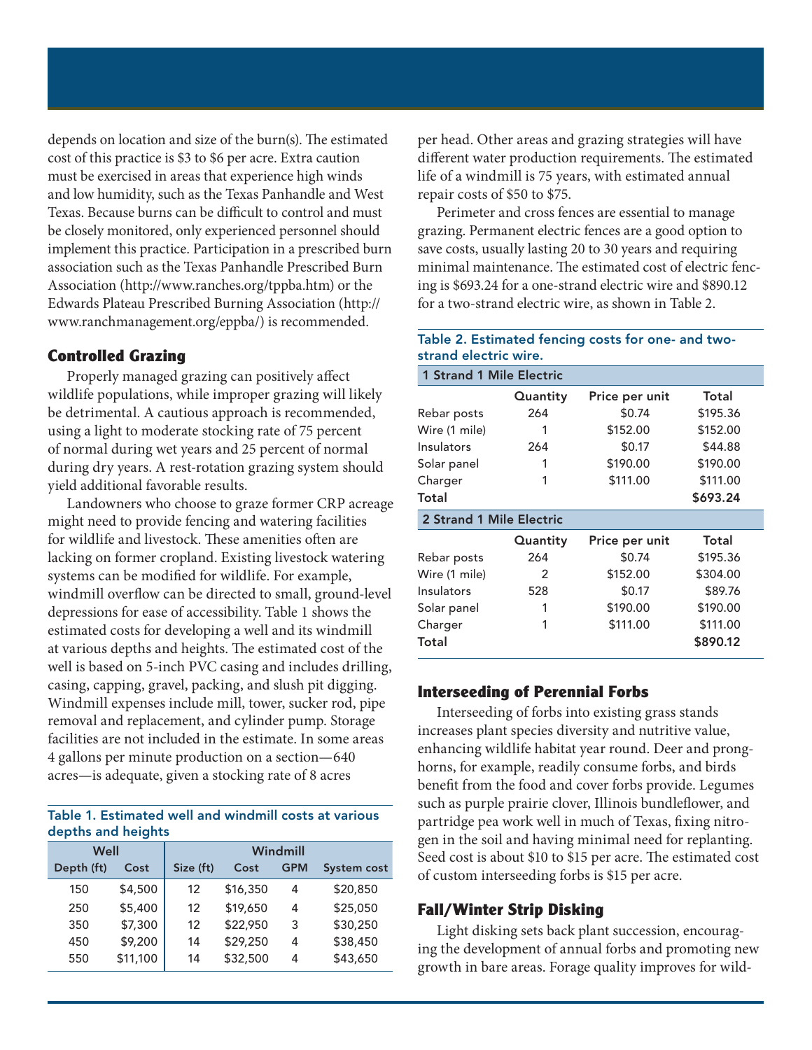depends on location and size of the burn(s). The estimated cost of this practice is $3 to $6 per acre. Extra caution must be exercised in areas that experience high winds and low humidity, such as the Texas Panhandle and West Texas. Because burns can be difficult to control and must be closely monitored, only experienced personnel should implement this practice. Participation in a prescribed burn association such as the Texas Panhandle Prescribed Burn Association (http://www.ranches.org/tppba.htm) or the Edwards Plateau Prescribed Burning Association (http://www.ranchmanagement.org/eppba/) is recommended.

## Controlled Grazing

Properly managed grazing can positively affect wildlife populations, while improper grazing will likely be detrimental. A cautious approach is recommended, using a light to moderate stocking rate of 75 percent of normal during wet years and 25 percent of normal during dry years. A rest-rotation grazing system should yield additional favorable results.

Landowners who choose to graze former CRP acreage might need to provide fencing and watering facilities for wildlife and livestock. These amenities often are lacking on former cropland. Existing livestock watering systems can be modified for wildlife. For example, windmill overflow can be directed to small, ground-level depressions for ease of accessibility. Table 1 shows the estimated costs for developing a well and its windmill at various depths and heights. The estimated cost of the well is based on 5-inch PVC casing and includes drilling, casing, capping, gravel, packing, and slush pit digging. Windmill expenses include mill, tower, sucker rod, pipe removal and replacement, and cylinder pump. Storage facilities are not included in the estimate. In some areas 4 gallons per minute production on a section—640 acres—is adequate, given a stocking rate of 8 acres per head. Other areas and grazing strategies will have different water production requirements. The estimated life of a windmill is 75 years, with estimated annual repair costs of $50 to $75.

Table 1. Estimated well and windmill costs at various depths and heights

| Well | | Windmill | | | |
|---|---|---|---|---|---|
| Depth (ft) | Cost | Size (ft) | Cost | GPM | System cost |
| 150 | $4,500 | 12 | $16,350 | 4 | $20,850 |
| 250 | $5,400 | 12 | $19,650 | 4 | $25,050 |
| 350 | $7,300 | 12 | $22,950 | 3 | $30,250 |
| 450 | $9,200 | 14 | $29,250 | 4 | $38,450 |
| 550 | $11,100 | 14 | $32,500 | 4 | $43,650 |

Perimeter and cross fences are essential to manage grazing. Permanent electric fences are a good option to save costs, usually lasting 20 to 30 years and requiring minimal maintenance. The estimated cost of electric fencing is $693.24 for a one-strand electric wire and $890.12 for a two-strand electric wire, as shown in Table 2.

Table 2. Estimated fencing costs for one- and two-strand electric wire.

| 1 Strand 1 Mile Electric | | | |
|---|---|---|---|
| | Quantity | Price per unit | Total |
| Rebar posts | 264 | $0.74 | $195.36 |
| Wire (1 mile) | 1 | $152.00 | $152.00 |
| Insulators | 264 | $0.17 | $44.88 |
| Solar panel | 1 | $190.00 | $190.00 |
| Charger | 1 | $111.00 | $111.00 |
| **Total** | | | **$693.24** |
| **2 Strand 1 Mile Electric** | | | |
| | Quantity | Price per unit | Total |
| Rebar posts | 264 | $0.74 | $195.36 |
| Wire (1 mile) | 2 | $152.00 | $304.00 |
| Insulators | 528 | $0.17 | $89.76 |
| Solar panel | 1 | $190.00 | $190.00 |
| Charger | 1 | $111.00 | $111.00 |
| **Total** | | | **$890.12** |

## Interseeding of Perennial Forbs

Interseeding of forbs into existing grass stands increases plant species diversity and nutritive value, enhancing wildlife habitat year round. Deer and pronghorns, for example, readily consume forbs, and birds benefit from the food and cover forbs provide. Legumes such as purple prairie clover, Illinois bundleflower, and partridge pea work well in much of Texas, fixing nitrogen in the soil and having minimal need for replanting. Seed cost is about $10 to $15 per acre. The estimated cost of custom interseeding forbs is $15 per acre.

## Fall/Winter Strip Disking

Light disking sets back plant succession, encouraging the development of annual forbs and promoting new growth in bare areas. Forage quality improves for wild-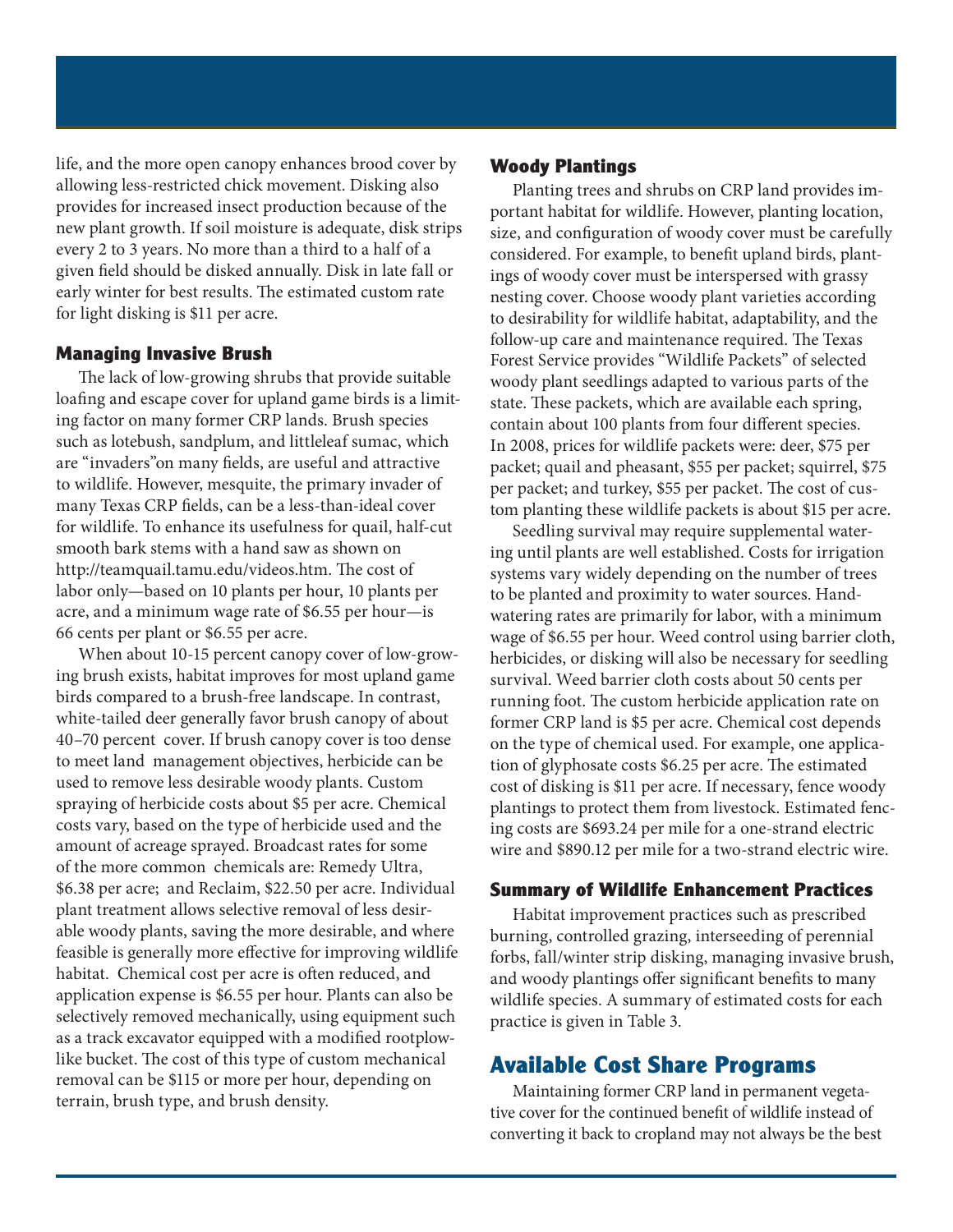life, and the more open canopy enhances brood cover by allowing less-restricted chick movement. Disking also provides for increased insect production because of the new plant growth. If soil moisture is adequate, disk strips every 2 to 3 years. No more than a third to a half of a given field should be disked annually. Disk in late fall or early winter for best results. The estimated custom rate for light disking is $11 per acre.

### Managing Invasive Brush

The lack of low-growing shrubs that provide suitable loafing and escape cover for upland game birds is a limiting factor on many former CRP lands. Brush species such as lotebush, sandplum, and littleleaf sumac, which are "invaders"on many fields, are useful and attractive to wildlife. However, mesquite, the primary invader of many Texas CRP fields, can be a less-than-ideal cover for wildlife. To enhance its usefulness for quail, half-cut smooth bark stems with a hand saw as shown on http://teamquail.tamu.edu/videos.htm. The cost of labor only—based on 10 plants per hour, 10 plants per acre, and a minimum wage rate of $6.55 per hour—is 66 cents per plant or $6.55 per acre.

When about 10-15 percent canopy cover of low-growing brush exists, habitat improves for most upland game birds compared to a brush-free landscape. In contrast, white-tailed deer generally favor brush canopy of about 40–70 percent cover. If brush canopy cover is too dense to meet land management objectives, herbicide can be used to remove less desirable woody plants. Custom spraying of herbicide costs about $5 per acre. Chemical costs vary, based on the type of herbicide used and the amount of acreage sprayed. Broadcast rates for some of the more common chemicals are: Remedy Ultra, $6.38 per acre; and Reclaim, $22.50 per acre. Individual plant treatment allows selective removal of less desirable woody plants, saving the more desirable, and where feasible is generally more effective for improving wildlife habitat. Chemical cost per acre is often reduced, and application expense is $6.55 per hour. Plants can also be selectively removed mechanically, using equipment such as a track excavator equipped with a modified rootplow-like bucket. The cost of this type of custom mechanical removal can be $115 or more per hour, depending on terrain, brush type, and brush density.

### Woody Plantings

Planting trees and shrubs on CRP land provides important habitat for wildlife. However, planting location, size, and configuration of woody cover must be carefully considered. For example, to benefit upland birds, plantings of woody cover must be interspersed with grassy nesting cover. Choose woody plant varieties according to desirability for wildlife habitat, adaptability, and the follow-up care and maintenance required. The Texas Forest Service provides "Wildlife Packets" of selected woody plant seedlings adapted to various parts of the state. These packets, which are available each spring, contain about 100 plants from four different species. In 2008, prices for wildlife packets were: deer, $75 per packet; quail and pheasant, $55 per packet; squirrel, $75 per packet; and turkey, $55 per packet. The cost of custom planting these wildlife packets is about $15 per acre.

Seedling survival may require supplemental watering until plants are well established. Costs for irrigation systems vary widely depending on the number of trees to be planted and proximity to water sources. Hand-watering rates are primarily for labor, with a minimum wage of $6.55 per hour. Weed control using barrier cloth, herbicides, or disking will also be necessary for seedling survival. Weed barrier cloth costs about 50 cents per running foot. The custom herbicide application rate on former CRP land is $5 per acre. Chemical cost depends on the type of chemical used. For example, one application of glyphosate costs $6.25 per acre. The estimated cost of disking is $11 per acre. If necessary, fence woody plantings to protect them from livestock. Estimated fencing costs are $693.24 per mile for a one-strand electric wire and $890.12 per mile for a two-strand electric wire.

### Summary of Wildlife Enhancement Practices

Habitat improvement practices such as prescribed burning, controlled grazing, interseeding of perennial forbs, fall/winter strip disking, managing invasive brush, and woody plantings offer significant benefits to many wildlife species. A summary of estimated costs for each practice is given in Table 3.

## Available Cost Share Programs

Maintaining former CRP land in permanent vegetative cover for the continued benefit of wildlife instead of converting it back to cropland may not always be the best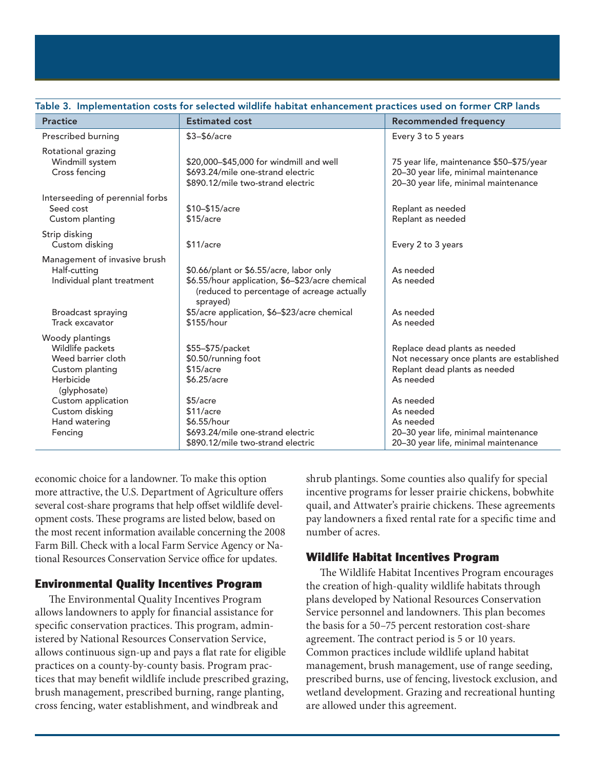Table 3. Implementation costs for selected wildlife habitat enhancement practices used on former CRP lands

| Practice | Estimated cost | Recommended frequency |
|---|---|---|
| Prescribed burning | \$3–\$6/acre | Every 3 to 5 years |
| Rotational grazing | | |
| Windmill system | \$20,000–\$45,000 for windmill and well | 75 year life, maintenance \$50–\$75/year |
| Cross fencing | \$693.24/mile one-strand electric | 20–30 year life, minimal maintenance |
| | \$890.12/mile two-strand electric | 20–30 year life, minimal maintenance |
| Interseeding of perennial forbs | | |
| Seed cost | \$10–\$15/acre | Replant as needed |
| Custom planting | \$15/acre | Replant as needed |
| Strip disking | | |
| Custom disking | \$11/acre | Every 2 to 3 years |
| Management of invasive brush | | |
| Half-cutting | \$0.66/plant or \$6.55/acre, labor only | As needed |
| Individual plant treatment | \$6.55/hour application, \$6–\$23/acre chemical (reduced to percentage of acreage actually sprayed) | As needed |
| Broadcast spraying | \$5/acre application, \$6–\$23/acre chemical | As needed |
| Track excavator | \$155/hour | As needed |
| Woody plantings | | |
| Wildlife packets | \$55–\$75/packet | Replace dead plants as needed |
| Weed barrier cloth | \$0.50/running foot | Not necessary once plants are established |
| Custom planting | \$15/acre | Replant dead plants as needed |
| Herbicide (glyphosate) | \$6.25/acre | As needed |
| Custom application | \$5/acre | As needed |
| Custom disking | \$11/acre | As needed |
| Hand watering | \$6.55/hour | As needed |
| Fencing | \$693.24/mile one-strand electric | 20–30 year life, minimal maintenance |
| | \$890.12/mile two-strand electric | 20–30 year life, minimal maintenance |

economic choice for a landowner. To make this option more attractive, the U.S. Department of Agriculture offers several cost-share programs that help offset wildlife development costs. These programs are listed below, based on the most recent information available concerning the 2008 Farm Bill. Check with a local Farm Service Agency or National Resources Conservation Service office for updates.

### Environmental Quality Incentives Program

The Environmental Quality Incentives Program allows landowners to apply for financial assistance for specific conservation practices. This program, administered by National Resources Conservation Service, allows continuous sign-up and pays a flat rate for eligible practices on a county-by-county basis. Program practices that may benefit wildlife include prescribed grazing, brush management, prescribed burning, range planting, cross fencing, water establishment, and windbreak and shrub plantings. Some counties also qualify for special incentive programs for lesser prairie chickens, bobwhite quail, and Attwater's prairie chickens. These agreements pay landowners a fixed rental rate for a specific time and number of acres.

### Wildlife Habitat Incentives Program

The Wildlife Habitat Incentives Program encourages the creation of high-quality wildlife habitats through plans developed by National Resources Conservation Service personnel and landowners. This plan becomes the basis for a 50–75 percent restoration cost-share agreement. The contract period is 5 or 10 years. Common practices include wildlife upland habitat management, brush management, use of range seeding, prescribed burns, use of fencing, livestock exclusion, and wetland development. Grazing and recreational hunting are allowed under this agreement.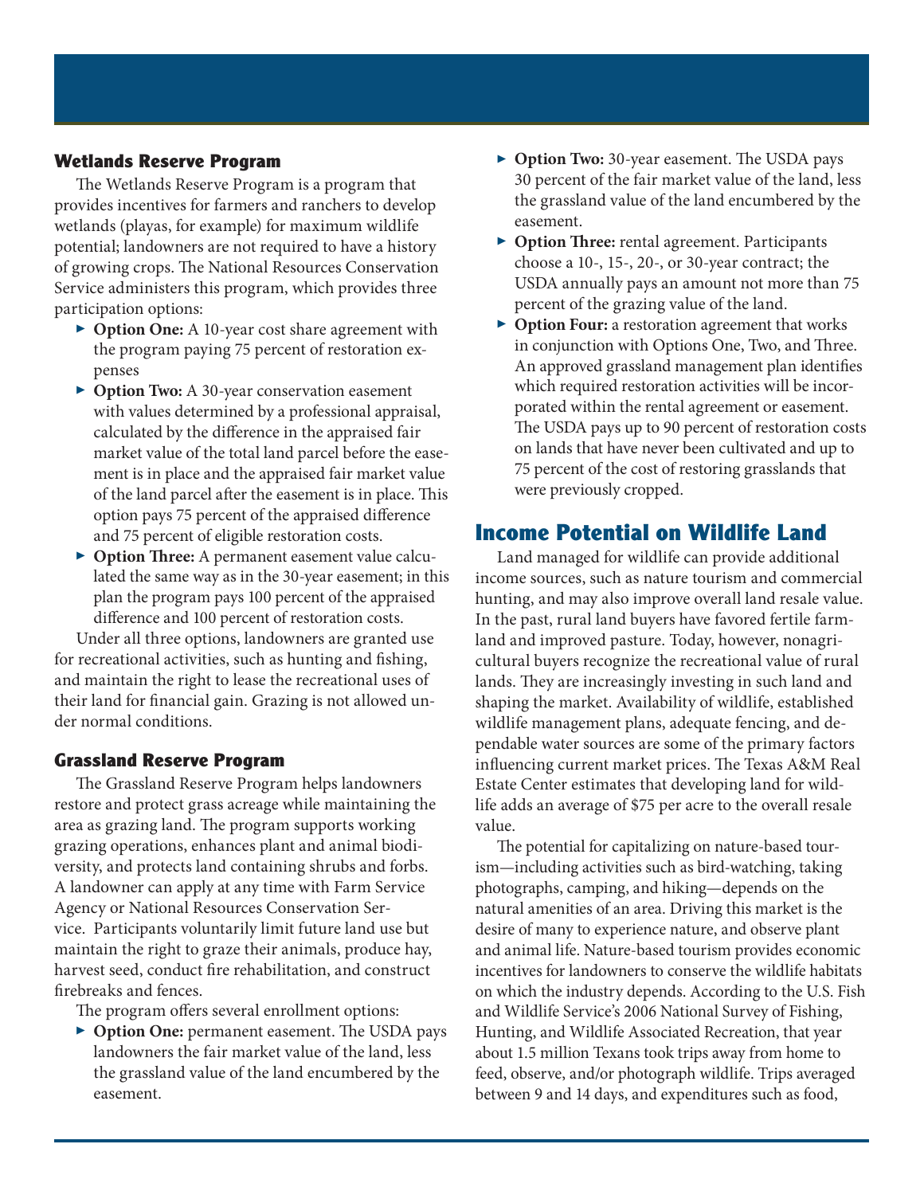### Wetlands Reserve Program

The Wetlands Reserve Program is a program that provides incentives for farmers and ranchers to develop wetlands (playas, for example) for maximum wildlife potential; landowners are not required to have a history of growing crops. The National Resources Conservation Service administers this program, which provides three participation options:

- **Option One:** A 10-year cost share agreement with the program paying 75 percent of restoration expenses
- **Option Two:** A 30-year conservation easement with values determined by a professional appraisal, calculated by the difference in the appraised fair market value of the total land parcel before the easement is in place and the appraised fair market value of the land parcel after the easement is in place. This option pays 75 percent of the appraised difference and 75 percent of eligible restoration costs.
- **Option Three:** A permanent easement value calculated the same way as in the 30-year easement; in this plan the program pays 100 percent of the appraised difference and 100 percent of restoration costs.

Under all three options, landowners are granted use for recreational activities, such as hunting and fishing, and maintain the right to lease the recreational uses of their land for financial gain. Grazing is not allowed under normal conditions.

### Grassland Reserve Program

The Grassland Reserve Program helps landowners restore and protect grass acreage while maintaining the area as grazing land. The program supports working grazing operations, enhances plant and animal biodiversity, and protects land containing shrubs and forbs. A landowner can apply at any time with Farm Service Agency or National Resources Conservation Service. Participants voluntarily limit future land use but maintain the right to graze their animals, produce hay, harvest seed, conduct fire rehabilitation, and construct firebreaks and fences.

The program offers several enrollment options:

- **Option One:** permanent easement. The USDA pays landowners the fair market value of the land, less the grassland value of the land encumbered by the easement.
- **Option Two:** 30-year easement. The USDA pays 30 percent of the fair market value of the land, less the grassland value of the land encumbered by the easement.
- **Option Three:** rental agreement. Participants choose a 10-, 15-, 20-, or 30-year contract; the USDA annually pays an amount not more than 75 percent of the grazing value of the land.
- **Option Four:** a restoration agreement that works in conjunction with Options One, Two, and Three. An approved grassland management plan identifies which required restoration activities will be incorporated within the rental agreement or easement. The USDA pays up to 90 percent of restoration costs on lands that have never been cultivated and up to 75 percent of the cost of restoring grasslands that were previously cropped.

## Income Potential on Wildlife Land

Land managed for wildlife can provide additional income sources, such as nature tourism and commercial hunting, and may also improve overall land resale value. In the past, rural land buyers have favored fertile farmland and improved pasture. Today, however, nonagricultural buyers recognize the recreational value of rural lands. They are increasingly investing in such land and shaping the market. Availability of wildlife, established wildlife management plans, adequate fencing, and dependable water sources are some of the primary factors influencing current market prices. The Texas A&M Real Estate Center estimates that developing land for wildlife adds an average of $75 per acre to the overall resale value.

The potential for capitalizing on nature-based tourism—including activities such as bird-watching, taking photographs, camping, and hiking—depends on the natural amenities of an area. Driving this market is the desire of many to experience nature, and observe plant and animal life. Nature-based tourism provides economic incentives for landowners to conserve the wildlife habitats on which the industry depends. According to the U.S. Fish and Wildlife Service's 2006 National Survey of Fishing, Hunting, and Wildlife Associated Recreation, that year about 1.5 million Texans took trips away from home to feed, observe, and/or photograph wildlife. Trips averaged between 9 and 14 days, and expenditures such as food,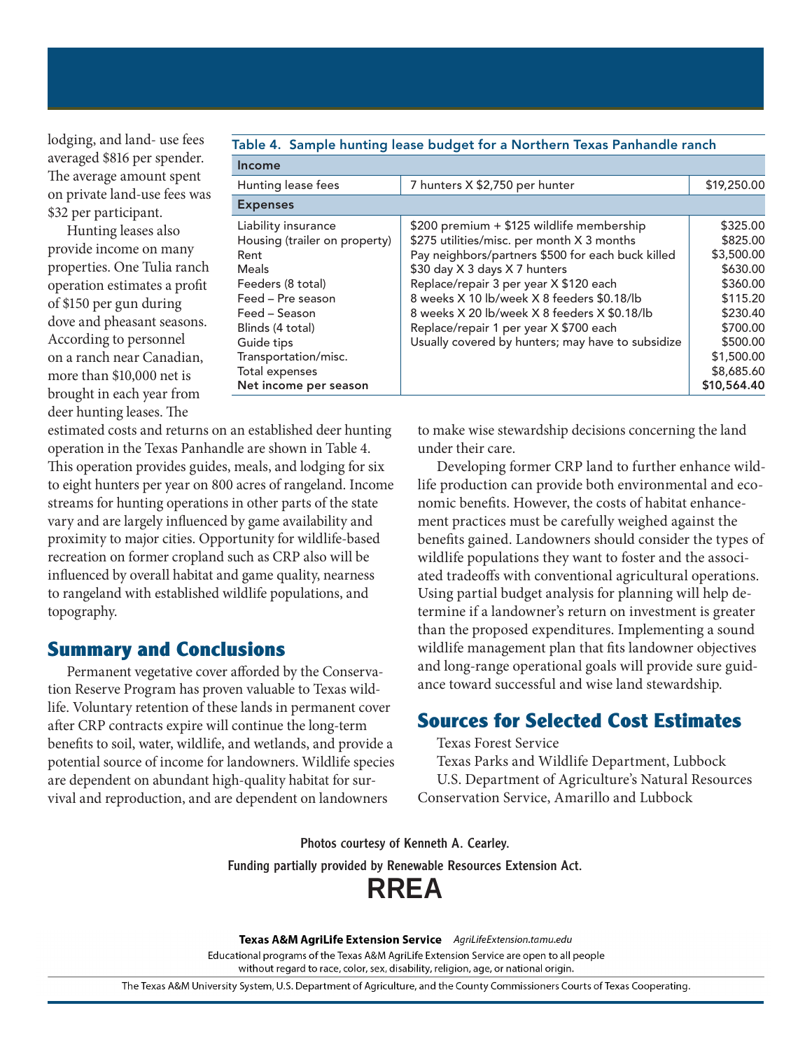lodging, and land- use fees averaged $816 per spender. The average amount spent on private land-use fees was $32 per participant.

Hunting leases also provide income on many properties. One Tulia ranch operation estimates a profit of $150 per gun during dove and pheasant seasons. According to personnel on a ranch near Canadian, more than $10,000 net is brought in each year from deer hunting leases. The estimated costs and returns on an established deer hunting operation in the Texas Panhandle are shown in Table 4. This operation provides guides, meals, and lodging for six to eight hunters per year on 800 acres of rangeland. Income streams for hunting operations in other parts of the state vary and are largely influenced by game availability and proximity to major cities. Opportunity for wildlife-based recreation on former cropland such as CRP also will be influenced by overall habitat and game quality, nearness to rangeland with established wildlife populations, and topography.

**Table 4. Sample hunting lease budget for a Northern Texas Panhandle ranch**

| | | |
|---|---|---|
| **Income** | | |
| Hunting lease fees | 7 hunters X $2,750 per hunter | $19,250.00 |
| **Expenses** | | |
| Liability insurance | $200 premium + $125 wildlife membership | $325.00 |
| Housing (trailer on property) | $275 utilities/misc. per month X 3 months | $825.00 |
| Rent | Pay neighbors/partners $500 for each buck killed | $3,500.00 |
| Meals | $30 day X 3 days X 7 hunters | $630.00 |
| Feeders (8 total) | Replace/repair 3 per year X $120 each | $360.00 |
| Feed – Pre season | 8 weeks X 10 lb/week X 8 feeders $0.18/lb | $115.20 |
| Feed – Season | 8 weeks X 20 lb/week X 8 feeders X $0.18/lb | $230.40 |
| Blinds (4 total) | Replace/repair 1 per year X $700 each | $700.00 |
| Guide tips | Usually covered by hunters; may have to subsidize | $500.00 |
| Transportation/misc. | | $1,500.00 |
| Total expenses | | $8,685.60 |
| **Net income per season** | | **$10,564.40** |

## Summary and Conclusions

Permanent vegetative cover afforded by the Conservation Reserve Program has proven valuable to Texas wildlife. Voluntary retention of these lands in permanent cover after CRP contracts expire will continue the long-term benefits to soil, water, wildlife, and wetlands, and provide a potential source of income for landowners. Wildlife species are dependent on abundant high-quality habitat for survival and reproduction, and are dependent on landowners to make wise stewardship decisions concerning the land under their care.

Developing former CRP land to further enhance wildlife production can provide both environmental and economic benefits. However, the costs of habitat enhancement practices must be carefully weighed against the benefits gained. Landowners should consider the types of wildlife populations they want to foster and the associated tradeoffs with conventional agricultural operations. Using partial budget analysis for planning will help determine if a landowner's return on investment is greater than the proposed expenditures. Implementing a sound wildlife management plan that fits landowner objectives and long-range operational goals will provide sure guidance toward successful and wise land stewardship.

## Sources for Selected Cost Estimates

Texas Forest Service

Texas Parks and Wildlife Department, Lubbock

U.S. Department of Agriculture's Natural Resources Conservation Service, Amarillo and Lubbock

Photos courtesy of Kenneth A. Cearley.

Funding partially provided by Renewable Resources Extension Act.

**RREA**

**Texas A&M AgriLife Extension Service** *AgriLifeExtension.tamu.edu*

Educational programs of the Texas A&M AgriLife Extension Service are open to all people without regard to race, color, sex, disability, religion, age, or national origin.

The Texas A&M University System, U.S. Department of Agriculture, and the County Commissioners Courts of Texas Cooperating.